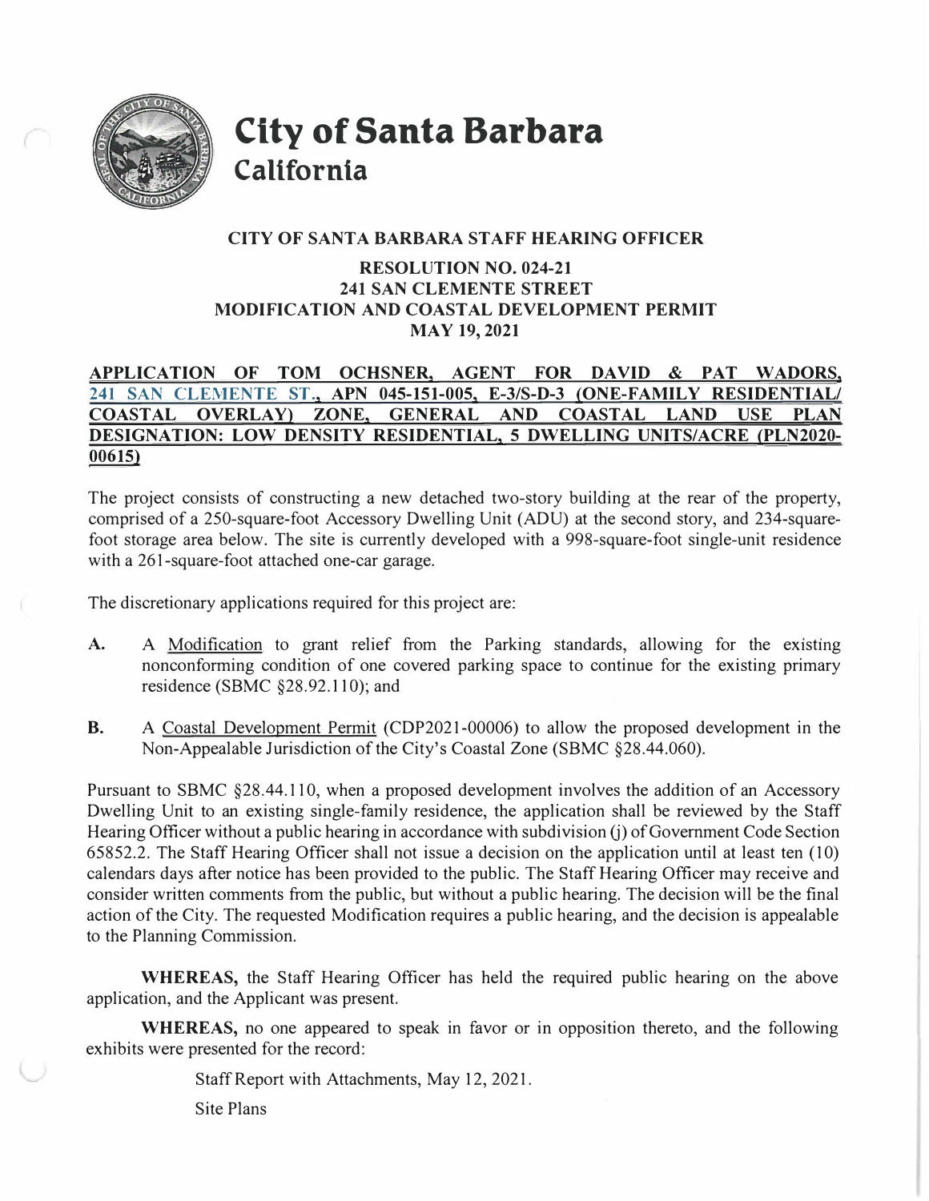# City of Santa Barbara
## California

### CITY OF SANTA BARBARA STAFF HEARING OFFICER

### RESOLUTION NO. 024-21
### 241 SAN CLEMENTE STREET
### MODIFICATION AND COASTAL DEVELOPMENT PERMIT
### MAY 19, 2021

**APPLICATION OF TOM OCHSNER, AGENT FOR DAVID & PAT WADORS, 241 SAN CLEMENTE ST., APN 045-151-005, E-3/S-D-3 (ONE-FAMILY RESIDENTIAL/ COASTAL OVERLAY) ZONE, GENERAL AND COASTAL LAND USE PLAN DESIGNATION: LOW DENSITY RESIDENTIAL, 5 DWELLING UNITS/ACRE (PLN2020-00615)**

The project consists of constructing a new detached two-story building at the rear of the property, comprised of a 250-square-foot Accessory Dwelling Unit (ADU) at the second story, and 234-square-foot storage area below. The site is currently developed with a 998-square-foot single-unit residence with a 261-square-foot attached one-car garage.

The discretionary applications required for this project are:

**A.** A Modification to grant relief from the Parking standards, allowing for the existing nonconforming condition of one covered parking space to continue for the existing primary residence (SBMC §28.92.110); and

**B.** A Coastal Development Permit (CDP2021-00006) to allow the proposed development in the Non-Appealable Jurisdiction of the City's Coastal Zone (SBMC §28.44.060).

Pursuant to SBMC §28.44.110, when a proposed development involves the addition of an Accessory Dwelling Unit to an existing single-family residence, the application shall be reviewed by the Staff Hearing Officer without a public hearing in accordance with subdivision (j) of Government Code Section 65852.2. The Staff Hearing Officer shall not issue a decision on the application until at least ten (10) calendars days after notice has been provided to the public. The Staff Hearing Officer may receive and consider written comments from the public, but without a public hearing. The decision will be the final action of the City. The requested Modification requires a public hearing, and the decision is appealable to the Planning Commission.

**WHEREAS,** the Staff Hearing Officer has held the required public hearing on the above application, and the Applicant was present.

**WHEREAS,** no one appeared to speak in favor or in opposition thereto, and the following exhibits were presented for the record:

Staff Report with Attachments, May 12, 2021.

Site Plans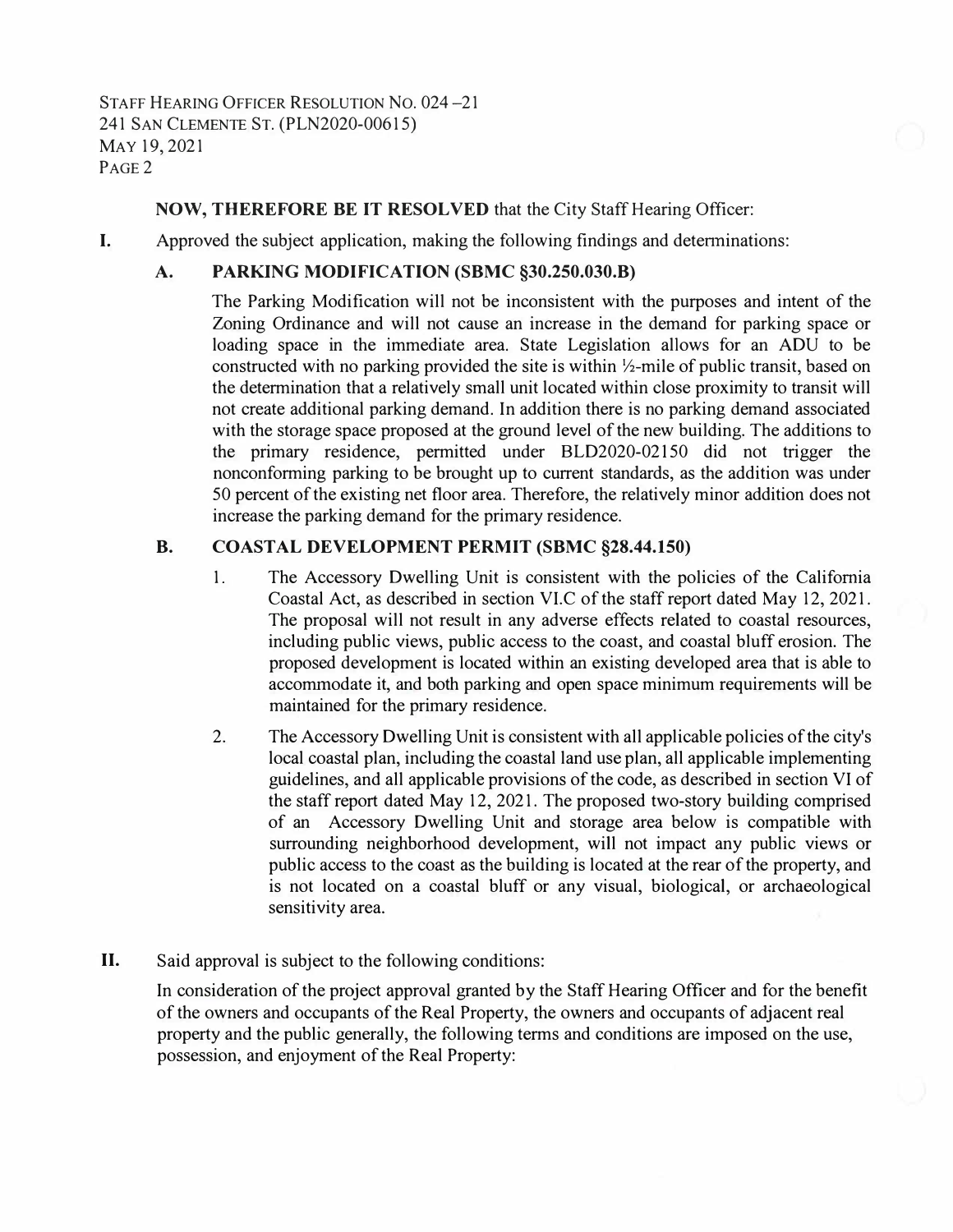**NOW, THEREFORE BE IT RESOLVED** that the City Staff Hearing Officer:

**I.** Approved the subject application, making the following findings and determinations:

**A. PARKING MODIFICATION (SBMC §30.250.030.B)**

The Parking Modification will not be inconsistent with the purposes and intent of the Zoning Ordinance and will not cause an increase in the demand for parking space or loading space in the immediate area. State Legislation allows for an ADU to be constructed with no parking provided the site is within ½-mile of public transit, based on the determination that a relatively small unit located within close proximity to transit will not create additional parking demand. In addition there is no parking demand associated with the storage space proposed at the ground level of the new building. The additions to the primary residence, permitted under BLD2020-02150 did not trigger the nonconforming parking to be brought up to current standards, as the addition was under 50 percent of the existing net floor area. Therefore, the relatively minor addition does not increase the parking demand for the primary residence.

**B. COASTAL DEVELOPMENT PERMIT (SBMC §28.44.150)**

1. The Accessory Dwelling Unit is consistent with the policies of the California Coastal Act, as described in section VI.C of the staff report dated May 12, 2021. The proposal will not result in any adverse effects related to coastal resources, including public views, public access to the coast, and coastal bluff erosion. The proposed development is located within an existing developed area that is able to accommodate it, and both parking and open space minimum requirements will be maintained for the primary residence.

2. The Accessory Dwelling Unit is consistent with all applicable policies of the city's local coastal plan, including the coastal land use plan, all applicable implementing guidelines, and all applicable provisions of the code, as described in section VI of the staff report dated May 12, 2021. The proposed two-story building comprised of an Accessory Dwelling Unit and storage area below is compatible with surrounding neighborhood development, will not impact any public views or public access to the coast as the building is located at the rear of the property, and is not located on a coastal bluff or any visual, biological, or archaeological sensitivity area.

**II.** Said approval is subject to the following conditions:

In consideration of the project approval granted by the Staff Hearing Officer and for the benefit of the owners and occupants of the Real Property, the owners and occupants of adjacent real property and the public generally, the following terms and conditions are imposed on the use, possession, and enjoyment of the Real Property: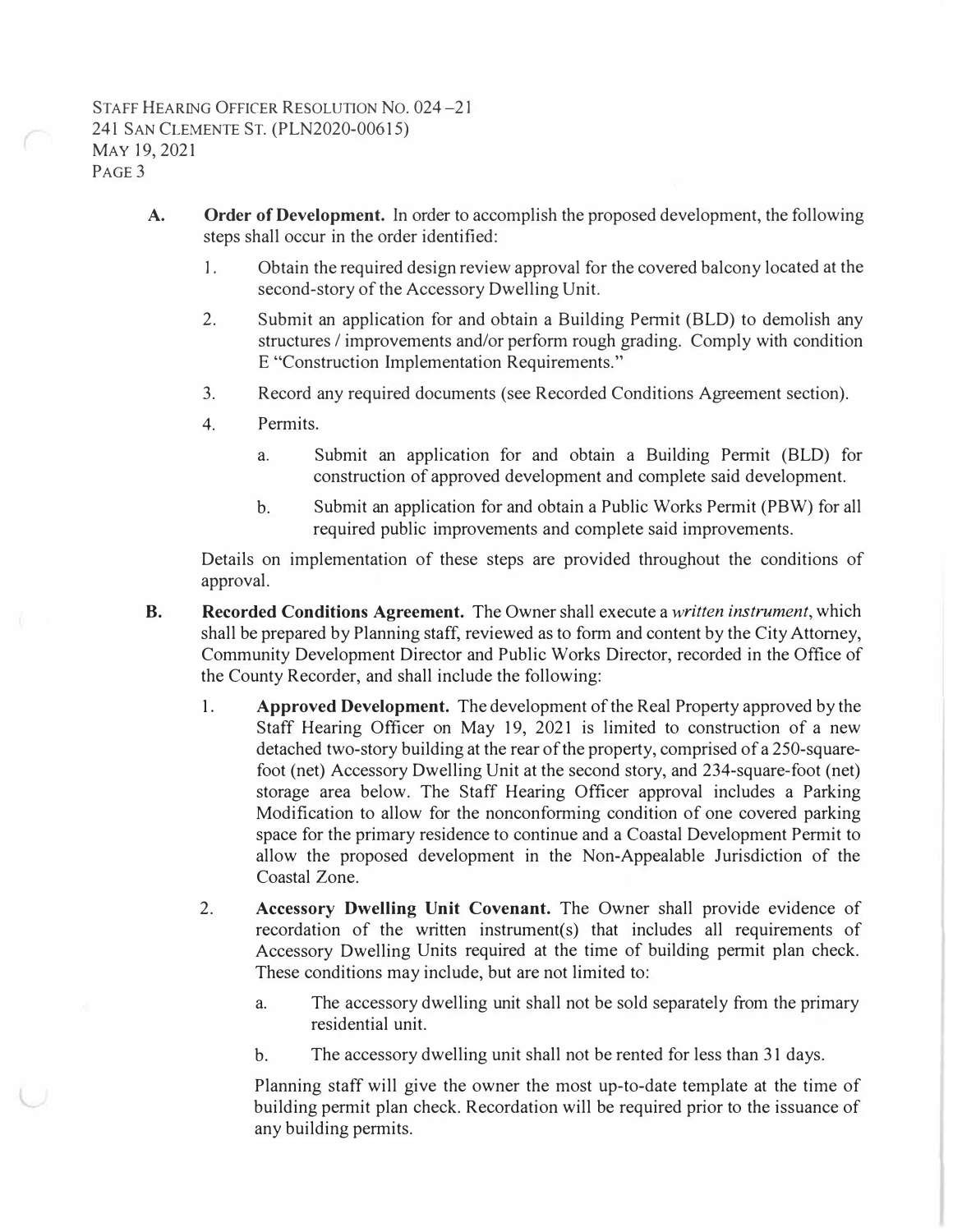A. **Order of Development.** In order to accomplish the proposed development, the following steps shall occur in the order identified:

   1. Obtain the required design review approval for the covered balcony located at the second-story of the Accessory Dwelling Unit.

   2. Submit an application for and obtain a Building Permit (BLD) to demolish any structures / improvements and/or perform rough grading. Comply with condition E "Construction Implementation Requirements."

   3. Record any required documents (see Recorded Conditions Agreement section).

   4. Permits.

      a. Submit an application for and obtain a Building Permit (BLD) for construction of approved development and complete said development.

      b. Submit an application for and obtain a Public Works Permit (PBW) for all required public improvements and complete said improvements.

   Details on implementation of these steps are provided throughout the conditions of approval.

B. **Recorded Conditions Agreement.** The Owner shall execute a *written instrument*, which shall be prepared by Planning staff, reviewed as to form and content by the City Attorney, Community Development Director and Public Works Director, recorded in the Office of the County Recorder, and shall include the following:

   1. **Approved Development.** The development of the Real Property approved by the Staff Hearing Officer on May 19, 2021 is limited to construction of a new detached two-story building at the rear of the property, comprised of a 250-square-foot (net) Accessory Dwelling Unit at the second story, and 234-square-foot (net) storage area below. The Staff Hearing Officer approval includes a Parking Modification to allow for the nonconforming condition of one covered parking space for the primary residence to continue and a Coastal Development Permit to allow the proposed development in the Non-Appealable Jurisdiction of the Coastal Zone.

   2. **Accessory Dwelling Unit Covenant.** The Owner shall provide evidence of recordation of the written instrument(s) that includes all requirements of Accessory Dwelling Units required at the time of building permit plan check. These conditions may include, but are not limited to:

      a. The accessory dwelling unit shall not be sold separately from the primary residential unit.

      b. The accessory dwelling unit shall not be rented for less than 31 days.

   Planning staff will give the owner the most up-to-date template at the time of building permit plan check. Recordation will be required prior to the issuance of any building permits.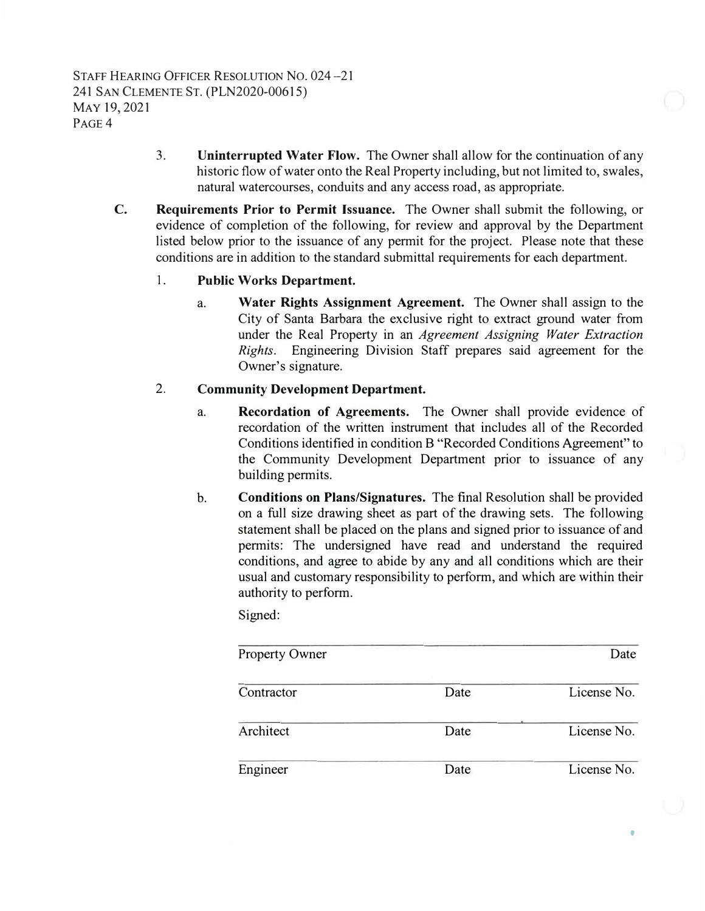3. **Uninterrupted Water Flow.** The Owner shall allow for the continuation of any historic flow of water onto the Real Property including, but not limited to, swales, natural watercourses, conduits and any access road, as appropriate.

C. **Requirements Prior to Permit Issuance.** The Owner shall submit the following, or evidence of completion of the following, for review and approval by the Department listed below prior to the issuance of any permit for the project. Please note that these conditions are in addition to the standard submittal requirements for each department.

1. **Public Works Department.**

   a. **Water Rights Assignment Agreement.** The Owner shall assign to the City of Santa Barbara the exclusive right to extract ground water from under the Real Property in an *Agreement Assigning Water Extraction Rights*. Engineering Division Staff prepares said agreement for the Owner's signature.

2. **Community Development Department.**

   a. **Recordation of Agreements.** The Owner shall provide evidence of recordation of the written instrument that includes all of the Recorded Conditions identified in condition B "Recorded Conditions Agreement" to the Community Development Department prior to issuance of any building permits.

   b. **Conditions on Plans/Signatures.** The final Resolution shall be provided on a full size drawing sheet as part of the drawing sets. The following statement shall be placed on the plans and signed prior to issuance of and permits: The undersigned have read and understand the required conditions, and agree to abide by any and all conditions which are their usual and customary responsibility to perform, and which are within their authority to perform.

   Signed:

   | | | |
   |---|---|---|
   | Property Owner | | Date |
   | Contractor | Date | License No. |
   | Architect | Date | License No. |
   | Engineer | Date | License No. |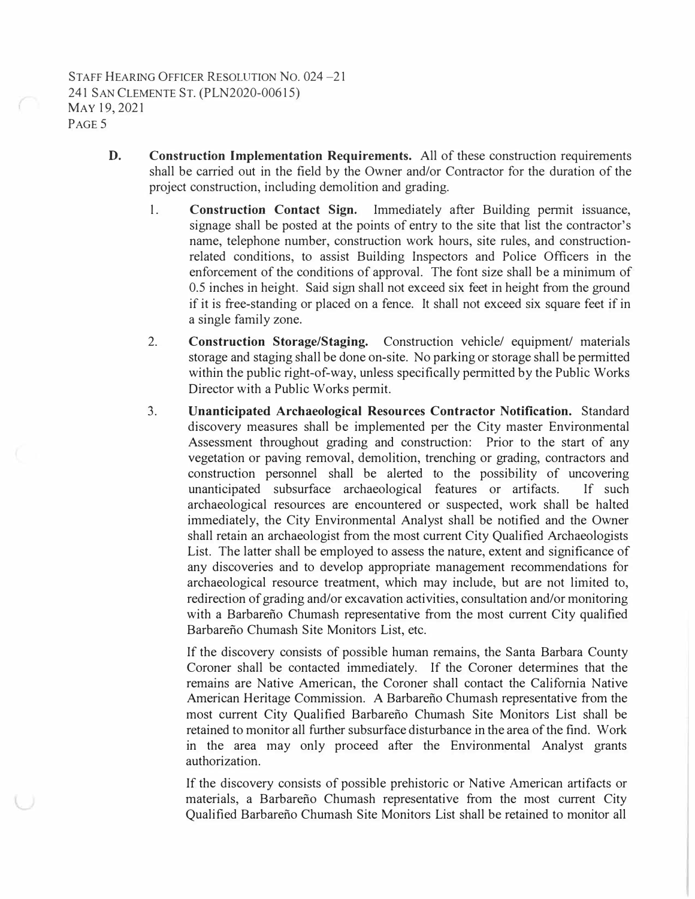**D. Construction Implementation Requirements.** All of these construction requirements shall be carried out in the field by the Owner and/or Contractor for the duration of the project construction, including demolition and grading.

1. **Construction Contact Sign.** Immediately after Building permit issuance, signage shall be posted at the points of entry to the site that list the contractor's name, telephone number, construction work hours, site rules, and construction-related conditions, to assist Building Inspectors and Police Officers in the enforcement of the conditions of approval. The font size shall be a minimum of 0.5 inches in height. Said sign shall not exceed six feet in height from the ground if it is free-standing or placed on a fence. It shall not exceed six square feet if in a single family zone.

2. **Construction Storage/Staging.** Construction vehicle/ equipment/ materials storage and staging shall be done on-site. No parking or storage shall be permitted within the public right-of-way, unless specifically permitted by the Public Works Director with a Public Works permit.

3. **Unanticipated Archaeological Resources Contractor Notification.** Standard discovery measures shall be implemented per the City master Environmental Assessment throughout grading and construction: Prior to the start of any vegetation or paving removal, demolition, trenching or grading, contractors and construction personnel shall be alerted to the possibility of uncovering unanticipated subsurface archaeological features or artifacts. If such archaeological resources are encountered or suspected, work shall be halted immediately, the City Environmental Analyst shall be notified and the Owner shall retain an archaeologist from the most current City Qualified Archaeologists List. The latter shall be employed to assess the nature, extent and significance of any discoveries and to develop appropriate management recommendations for archaeological resource treatment, which may include, but are not limited to, redirection of grading and/or excavation activities, consultation and/or monitoring with a Barbareño Chumash representative from the most current City qualified Barbareño Chumash Site Monitors List, etc.

   If the discovery consists of possible human remains, the Santa Barbara County Coroner shall be contacted immediately. If the Coroner determines that the remains are Native American, the Coroner shall contact the California Native American Heritage Commission. A Barbareño Chumash representative from the most current City Qualified Barbareño Chumash Site Monitors List shall be retained to monitor all further subsurface disturbance in the area of the find. Work in the area may only proceed after the Environmental Analyst grants authorization.

   If the discovery consists of possible prehistoric or Native American artifacts or materials, a Barbareño Chumash representative from the most current City Qualified Barbareño Chumash Site Monitors List shall be retained to monitor all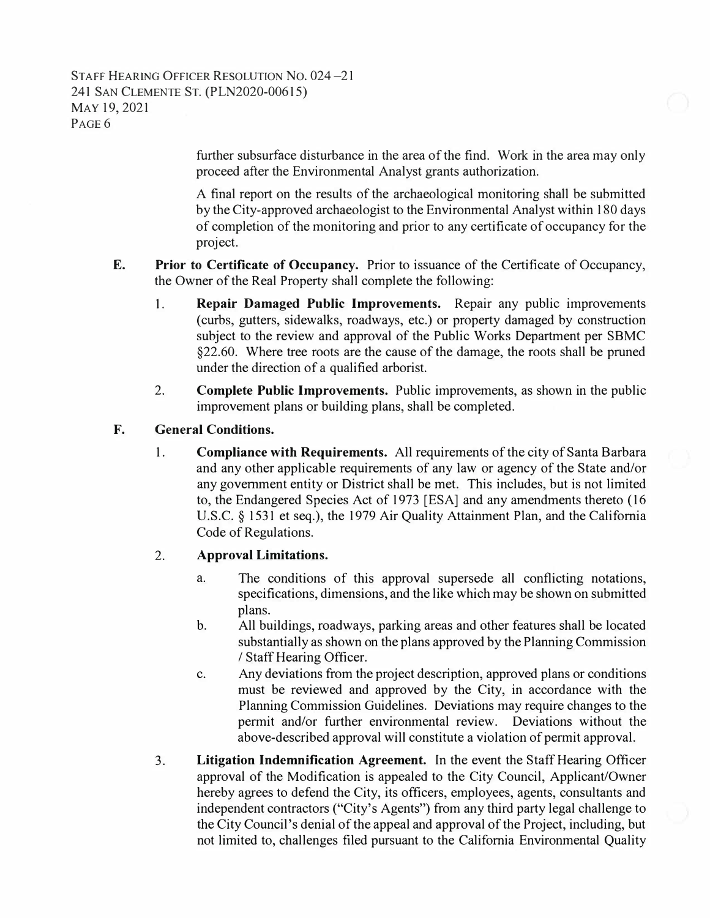further subsurface disturbance in the area of the find. Work in the area may only proceed after the Environmental Analyst grants authorization.

A final report on the results of the archaeological monitoring shall be submitted by the City-approved archaeologist to the Environmental Analyst within 180 days of completion of the monitoring and prior to any certificate of occupancy for the project.

**E. Prior to Certificate of Occupancy.** Prior to issuance of the Certificate of Occupancy, the Owner of the Real Property shall complete the following:

1. **Repair Damaged Public Improvements.** Repair any public improvements (curbs, gutters, sidewalks, roadways, etc.) or property damaged by construction subject to the review and approval of the Public Works Department per SBMC §22.60. Where tree roots are the cause of the damage, the roots shall be pruned under the direction of a qualified arborist.

2. **Complete Public Improvements.** Public improvements, as shown in the public improvement plans or building plans, shall be completed.

**F. General Conditions.**

1. **Compliance with Requirements.** All requirements of the city of Santa Barbara and any other applicable requirements of any law or agency of the State and/or any government entity or District shall be met. This includes, but is not limited to, the Endangered Species Act of 1973 [ESA] and any amendments thereto (16 U.S.C. § 1531 et seq.), the 1979 Air Quality Attainment Plan, and the California Code of Regulations.

2. **Approval Limitations.**
   a. The conditions of this approval supersede all conflicting notations, specifications, dimensions, and the like which may be shown on submitted plans.
   b. All buildings, roadways, parking areas and other features shall be located substantially as shown on the plans approved by the Planning Commission / Staff Hearing Officer.
   c. Any deviations from the project description, approved plans or conditions must be reviewed and approved by the City, in accordance with the Planning Commission Guidelines. Deviations may require changes to the permit and/or further environmental review. Deviations without the above-described approval will constitute a violation of permit approval.

3. **Litigation Indemnification Agreement.** In the event the Staff Hearing Officer approval of the Modification is appealed to the City Council, Applicant/Owner hereby agrees to defend the City, its officers, employees, agents, consultants and independent contractors ("City's Agents") from any third party legal challenge to the City Council's denial of the appeal and approval of the Project, including, but not limited to, challenges filed pursuant to the California Environmental Quality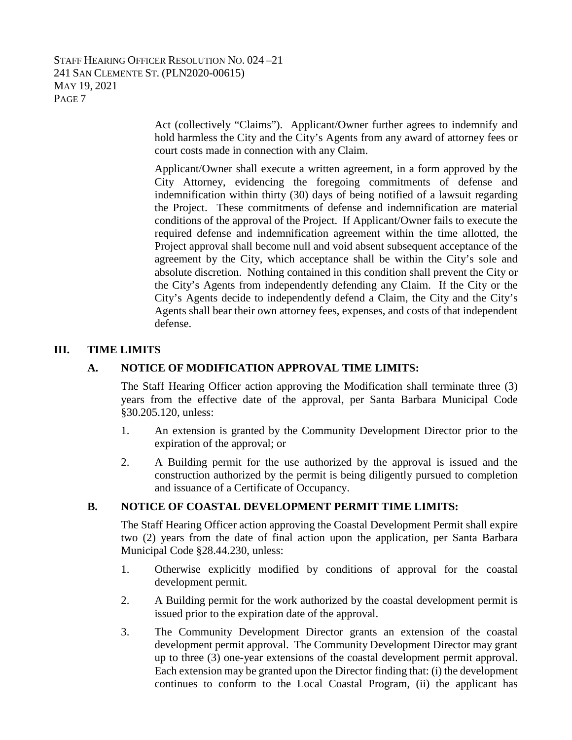Act (collectively "Claims"). Applicant/Owner further agrees to indemnify and hold harmless the City and the City's Agents from any award of attorney fees or court costs made in connection with any Claim.

Applicant/Owner shall execute a written agreement, in a form approved by the City Attorney, evidencing the foregoing commitments of defense and indemnification within thirty (30) days of being notified of a lawsuit regarding the Project. These commitments of defense and indemnification are material conditions of the approval of the Project. If Applicant/Owner fails to execute the required defense and indemnification agreement within the time allotted, the Project approval shall become null and void absent subsequent acceptance of the agreement by the City, which acceptance shall be within the City's sole and absolute discretion. Nothing contained in this condition shall prevent the City or the City's Agents from independently defending any Claim. If the City or the City's Agents decide to independently defend a Claim, the City and the City's Agents shall bear their own attorney fees, expenses, and costs of that independent defense.

## III. TIME LIMITS

### A. NOTICE OF MODIFICATION APPROVAL TIME LIMITS:

The Staff Hearing Officer action approving the Modification shall terminate three (3) years from the effective date of the approval, per Santa Barbara Municipal Code §30.205.120, unless:

1. An extension is granted by the Community Development Director prior to the expiration of the approval; or
2. A Building permit for the use authorized by the approval is issued and the construction authorized by the permit is being diligently pursued to completion and issuance of a Certificate of Occupancy.

### B. NOTICE OF COASTAL DEVELOPMENT PERMIT TIME LIMITS:

The Staff Hearing Officer action approving the Coastal Development Permit shall expire two (2) years from the date of final action upon the application, per Santa Barbara Municipal Code §28.44.230, unless:

1. Otherwise explicitly modified by conditions of approval for the coastal development permit.
2. A Building permit for the work authorized by the coastal development permit is issued prior to the expiration date of the approval.
3. The Community Development Director grants an extension of the coastal development permit approval. The Community Development Director may grant up to three (3) one-year extensions of the coastal development permit approval. Each extension may be granted upon the Director finding that: (i) the development continues to conform to the Local Coastal Program, (ii) the applicant has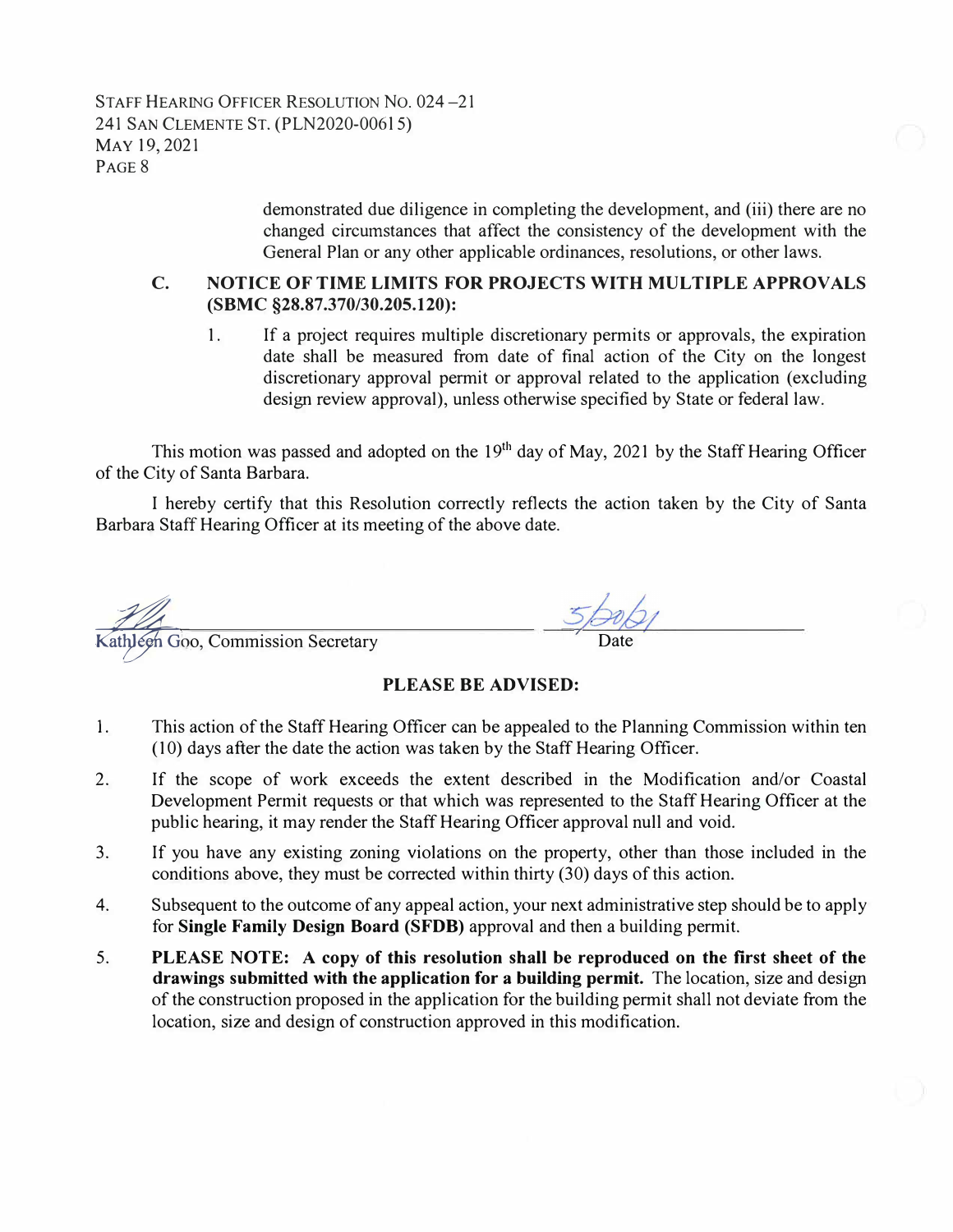demonstrated due diligence in completing the development, and (iii) there are no changed circumstances that affect the consistency of the development with the General Plan or any other applicable ordinances, resolutions, or other laws.

**C. NOTICE OF TIME LIMITS FOR PROJECTS WITH MULTIPLE APPROVALS (SBMC §28.87.370/30.205.120):**

1. If a project requires multiple discretionary permits or approvals, the expiration date shall be measured from date of final action of the City on the longest discretionary approval permit or approval related to the application (excluding design review approval), unless otherwise specified by State or federal law.

This motion was passed and adopted on the 19th day of May, 2021 by the Staff Hearing Officer of the City of Santa Barbara.

I hereby certify that this Resolution correctly reflects the action taken by the City of Santa Barbara Staff Hearing Officer at its meeting of the above date.

Kathleen Goo, Commission Secretary

5/20/21
Date

**PLEASE BE ADVISED:**

1. This action of the Staff Hearing Officer can be appealed to the Planning Commission within ten (10) days after the date the action was taken by the Staff Hearing Officer.
2. If the scope of work exceeds the extent described in the Modification and/or Coastal Development Permit requests or that which was represented to the Staff Hearing Officer at the public hearing, it may render the Staff Hearing Officer approval null and void.
3. If you have any existing zoning violations on the property, other than those included in the conditions above, they must be corrected within thirty (30) days of this action.
4. Subsequent to the outcome of any appeal action, your next administrative step should be to apply for **Single Family Design Board (SFDB)** approval and then a building permit.
5. **PLEASE NOTE: A copy of this resolution shall be reproduced on the first sheet of the drawings submitted with the application for a building permit.** The location, size and design of the construction proposed in the application for the building permit shall not deviate from the location, size and design of construction approved in this modification.